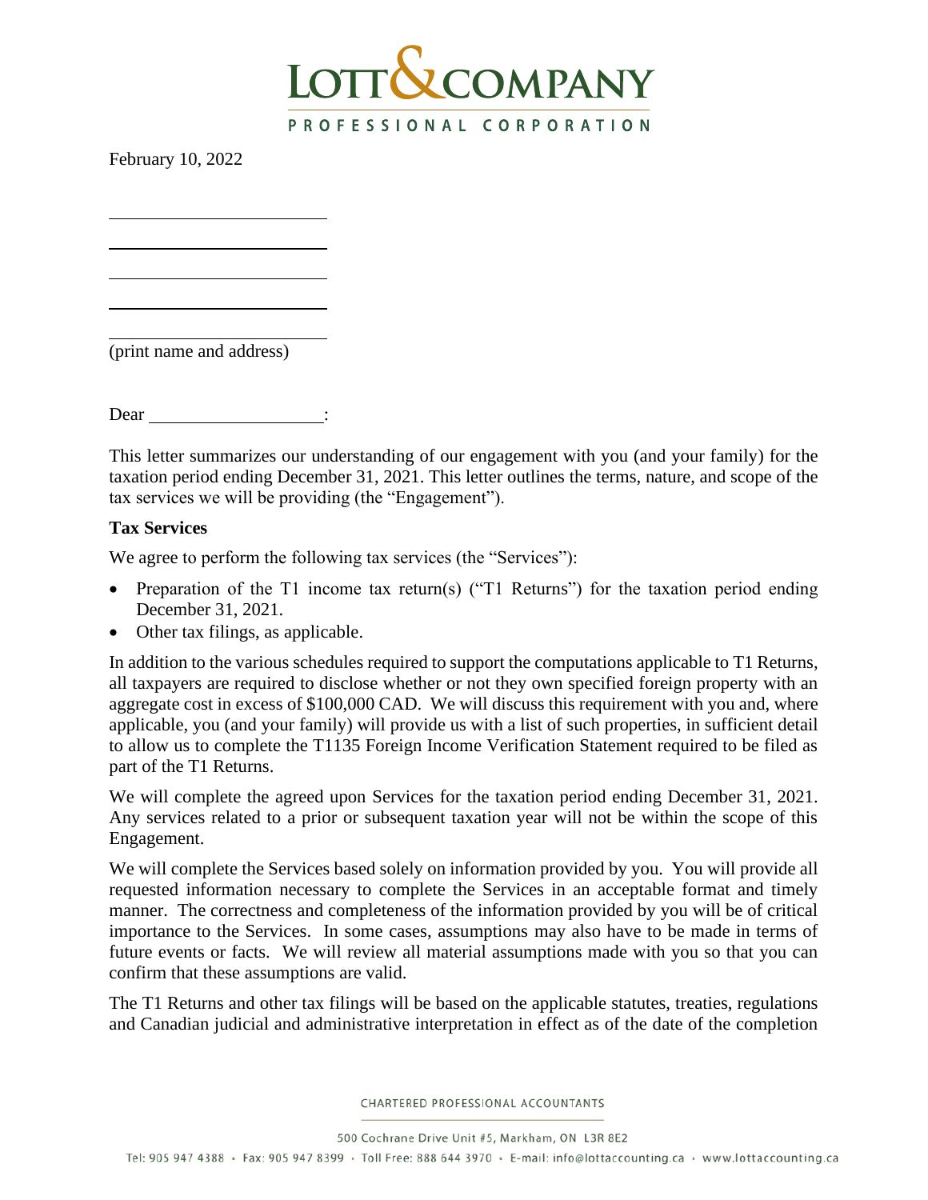February 10, 2022

\_\_\_\_\_\_\_\_\_\_\_\_\_\_\_\_\_\_\_\_\_\_\_\_

\_\_\_\_\_\_\_\_\_\_\_\_\_\_\_\_\_\_\_\_\_\_\_\_

\_\_\_\_\_\_\_\_\_\_\_\_\_\_\_\_\_\_\_\_\_\_\_\_

\_\_\_\_\_\_\_\_\_\_\_\_\_\_\_\_\_\_\_\_\_\_\_\_

\_\_\_\_\_\_\_\_\_\_\_\_\_\_\_\_\_\_\_\_\_\_\_\_

(print name and address)

Dear \_\_\_\_\_\_\_\_\_\_\_\_\_\_\_\_\_\_:

This letter summarizes our understanding of our engagement with you (and your family) for the taxation period ending December 31, 2021. This letter outlines the terms, nature, and scope of the tax services we will be providing (the "Engagement").

**Tax Services**

We agree to perform the following tax services (the "Services"):

- Preparation of the T1 income tax return(s) ("T1 Returns") for the taxation period ending December 31, 2021.
- Other tax filings, as applicable.

In addition to the various schedules required to support the computations applicable to T1 Returns, all taxpayers are required to disclose whether or not they own specified foreign property with an aggregate cost in excess of $100,000 CAD. We will discuss this requirement with you and, where applicable, you (and your family) will provide us with a list of such properties, in sufficient detail to allow us to complete the T1135 Foreign Income Verification Statement required to be filed as part of the T1 Returns.

We will complete the agreed upon Services for the taxation period ending December 31, 2021. Any services related to a prior or subsequent taxation year will not be within the scope of this Engagement.

We will complete the Services based solely on information provided by you. You will provide all requested information necessary to complete the Services in an acceptable format and timely manner. The correctness and completeness of the information provided by you will be of critical importance to the Services. In some cases, assumptions may also have to be made in terms of future events or facts. We will review all material assumptions made with you so that you can confirm that these assumptions are valid.

The T1 Returns and other tax filings will be based on the applicable statutes, treaties, regulations and Canadian judicial and administrative interpretation in effect as of the date of the completion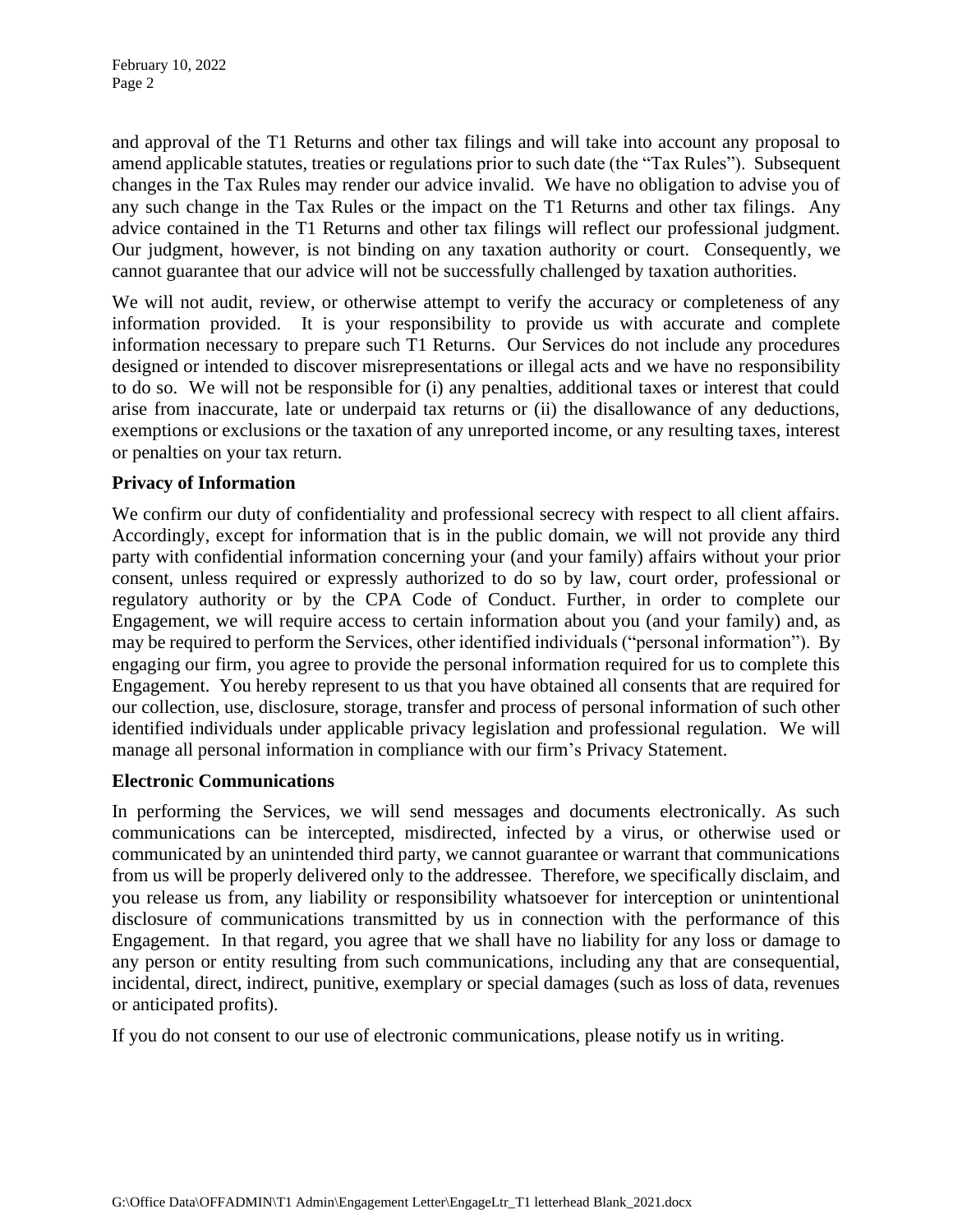and approval of the T1 Returns and other tax filings and will take into account any proposal to amend applicable statutes, treaties or regulations prior to such date (the "Tax Rules"). Subsequent changes in the Tax Rules may render our advice invalid. We have no obligation to advise you of any such change in the Tax Rules or the impact on the T1 Returns and other tax filings. Any advice contained in the T1 Returns and other tax filings will reflect our professional judgment. Our judgment, however, is not binding on any taxation authority or court. Consequently, we cannot guarantee that our advice will not be successfully challenged by taxation authorities.

We will not audit, review, or otherwise attempt to verify the accuracy or completeness of any information provided. It is your responsibility to provide us with accurate and complete information necessary to prepare such T1 Returns. Our Services do not include any procedures designed or intended to discover misrepresentations or illegal acts and we have no responsibility to do so. We will not be responsible for (i) any penalties, additional taxes or interest that could arise from inaccurate, late or underpaid tax returns or (ii) the disallowance of any deductions, exemptions or exclusions or the taxation of any unreported income, or any resulting taxes, interest or penalties on your tax return.

**Privacy of Information**

We confirm our duty of confidentiality and professional secrecy with respect to all client affairs. Accordingly, except for information that is in the public domain, we will not provide any third party with confidential information concerning your (and your family) affairs without your prior consent, unless required or expressly authorized to do so by law, court order, professional or regulatory authority or by the CPA Code of Conduct. Further, in order to complete our Engagement, we will require access to certain information about you (and your family) and, as may be required to perform the Services, other identified individuals ("personal information"). By engaging our firm, you agree to provide the personal information required for us to complete this Engagement. You hereby represent to us that you have obtained all consents that are required for our collection, use, disclosure, storage, transfer and process of personal information of such other identified individuals under applicable privacy legislation and professional regulation. We will manage all personal information in compliance with our firm's Privacy Statement.

**Electronic Communications**

In performing the Services, we will send messages and documents electronically. As such communications can be intercepted, misdirected, infected by a virus, or otherwise used or communicated by an unintended third party, we cannot guarantee or warrant that communications from us will be properly delivered only to the addressee. Therefore, we specifically disclaim, and you release us from, any liability or responsibility whatsoever for interception or unintentional disclosure of communications transmitted by us in connection with the performance of this Engagement. In that regard, you agree that we shall have no liability for any loss or damage to any person or entity resulting from such communications, including any that are consequential, incidental, direct, indirect, punitive, exemplary or special damages (such as loss of data, revenues or anticipated profits).

If you do not consent to our use of electronic communications, please notify us in writing.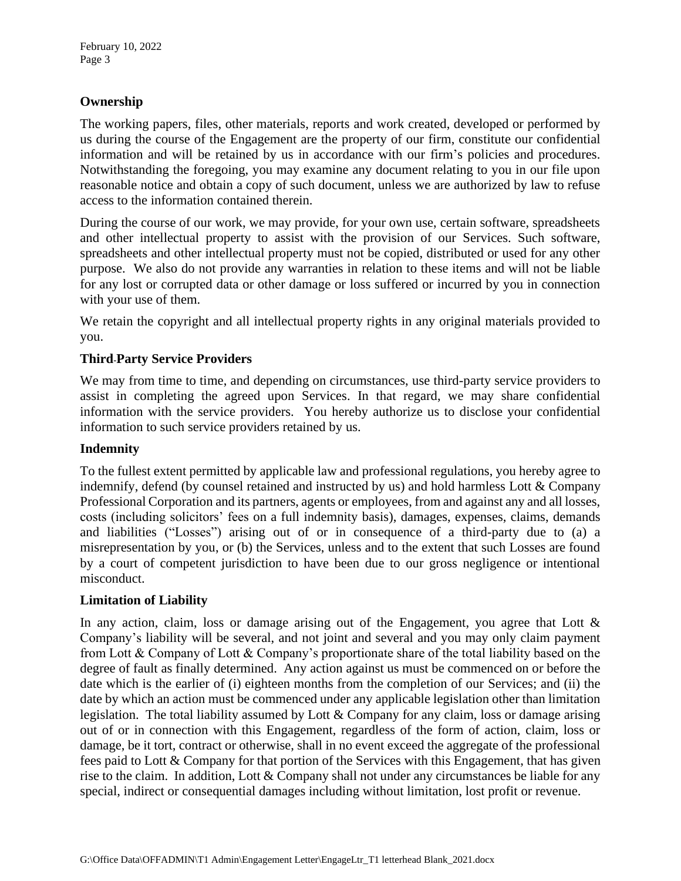## Ownership

The working papers, files, other materials, reports and work created, developed or performed by us during the course of the Engagement are the property of our firm, constitute our confidential information and will be retained by us in accordance with our firm's policies and procedures. Notwithstanding the foregoing, you may examine any document relating to you in our file upon reasonable notice and obtain a copy of such document, unless we are authorized by law to refuse access to the information contained therein.

During the course of our work, we may provide, for your own use, certain software, spreadsheets and other intellectual property to assist with the provision of our Services. Such software, spreadsheets and other intellectual property must not be copied, distributed or used for any other purpose. We also do not provide any warranties in relation to these items and will not be liable for any lost or corrupted data or other damage or loss suffered or incurred by you in connection with your use of them.

We retain the copyright and all intellectual property rights in any original materials provided to you.

## Third-Party Service Providers

We may from time to time, and depending on circumstances, use third-party service providers to assist in completing the agreed upon Services. In that regard, we may share confidential information with the service providers. You hereby authorize us to disclose your confidential information to such service providers retained by us.

## Indemnity

To the fullest extent permitted by applicable law and professional regulations, you hereby agree to indemnify, defend (by counsel retained and instructed by us) and hold harmless Lott & Company Professional Corporation and its partners, agents or employees, from and against any and all losses, costs (including solicitors' fees on a full indemnity basis), damages, expenses, claims, demands and liabilities ("Losses") arising out of or in consequence of a third-party due to (a) a misrepresentation by you, or (b) the Services, unless and to the extent that such Losses are found by a court of competent jurisdiction to have been due to our gross negligence or intentional misconduct.

## Limitation of Liability

In any action, claim, loss or damage arising out of the Engagement, you agree that Lott & Company's liability will be several, and not joint and several and you may only claim payment from Lott & Company of Lott & Company's proportionate share of the total liability based on the degree of fault as finally determined. Any action against us must be commenced on or before the date which is the earlier of (i) eighteen months from the completion of our Services; and (ii) the date by which an action must be commenced under any applicable legislation other than limitation legislation. The total liability assumed by Lott & Company for any claim, loss or damage arising out of or in connection with this Engagement, regardless of the form of action, claim, loss or damage, be it tort, contract or otherwise, shall in no event exceed the aggregate of the professional fees paid to Lott & Company for that portion of the Services with this Engagement, that has given rise to the claim. In addition, Lott & Company shall not under any circumstances be liable for any special, indirect or consequential damages including without limitation, lost profit or revenue.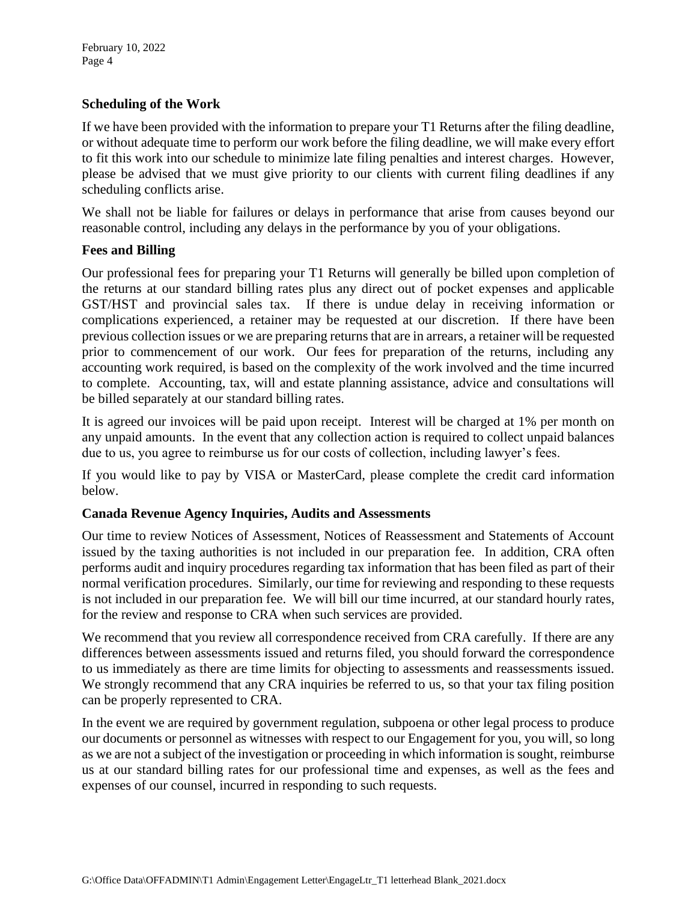### Scheduling of the Work

If we have been provided with the information to prepare your T1 Returns after the filing deadline, or without adequate time to perform our work before the filing deadline, we will make every effort to fit this work into our schedule to minimize late filing penalties and interest charges. However, please be advised that we must give priority to our clients with current filing deadlines if any scheduling conflicts arise.

We shall not be liable for failures or delays in performance that arise from causes beyond our reasonable control, including any delays in the performance by you of your obligations.

### Fees and Billing

Our professional fees for preparing your T1 Returns will generally be billed upon completion of the returns at our standard billing rates plus any direct out of pocket expenses and applicable GST/HST and provincial sales tax. If there is undue delay in receiving information or complications experienced, a retainer may be requested at our discretion. If there have been previous collection issues or we are preparing returns that are in arrears, a retainer will be requested prior to commencement of our work. Our fees for preparation of the returns, including any accounting work required, is based on the complexity of the work involved and the time incurred to complete. Accounting, tax, will and estate planning assistance, advice and consultations will be billed separately at our standard billing rates.

It is agreed our invoices will be paid upon receipt. Interest will be charged at 1% per month on any unpaid amounts. In the event that any collection action is required to collect unpaid balances due to us, you agree to reimburse us for our costs of collection, including lawyer's fees.

If you would like to pay by VISA or MasterCard, please complete the credit card information below.

### Canada Revenue Agency Inquiries, Audits and Assessments

Our time to review Notices of Assessment, Notices of Reassessment and Statements of Account issued by the taxing authorities is not included in our preparation fee. In addition, CRA often performs audit and inquiry procedures regarding tax information that has been filed as part of their normal verification procedures. Similarly, our time for reviewing and responding to these requests is not included in our preparation fee. We will bill our time incurred, at our standard hourly rates, for the review and response to CRA when such services are provided.

We recommend that you review all correspondence received from CRA carefully. If there are any differences between assessments issued and returns filed, you should forward the correspondence to us immediately as there are time limits for objecting to assessments and reassessments issued. We strongly recommend that any CRA inquiries be referred to us, so that your tax filing position can be properly represented to CRA.

In the event we are required by government regulation, subpoena or other legal process to produce our documents or personnel as witnesses with respect to our Engagement for you, you will, so long as we are not a subject of the investigation or proceeding in which information is sought, reimburse us at our standard billing rates for our professional time and expenses, as well as the fees and expenses of our counsel, incurred in responding to such requests.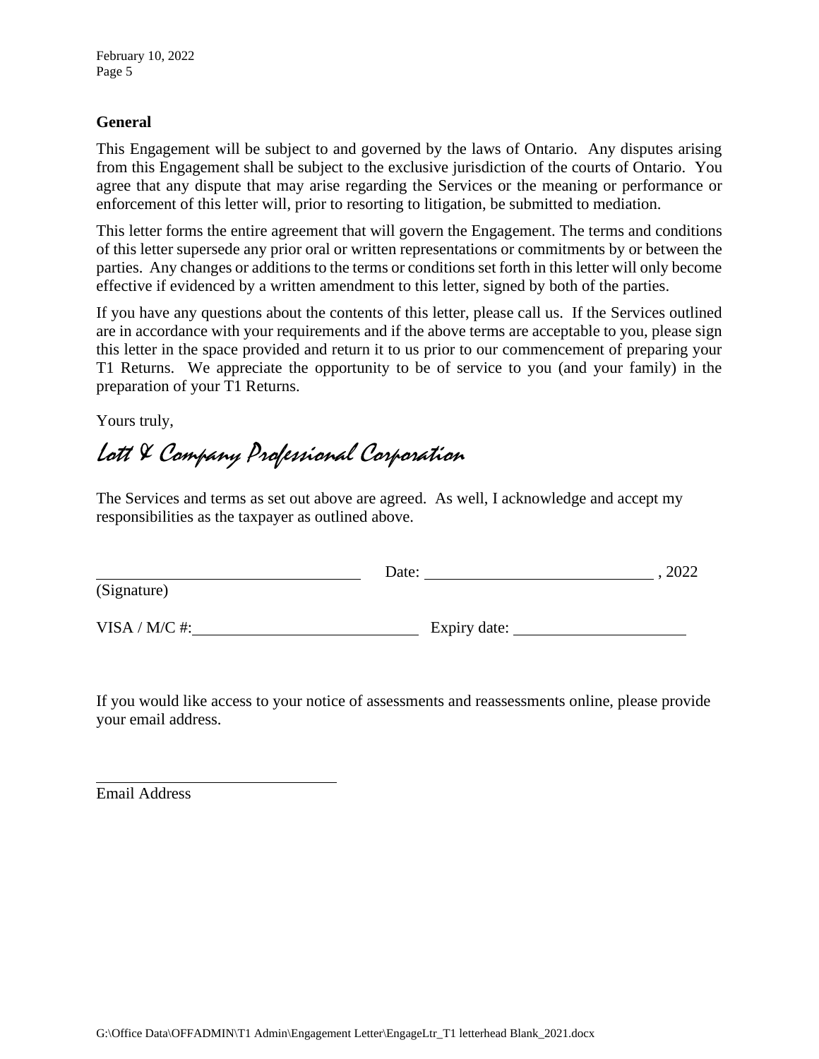**General**

This Engagement will be subject to and governed by the laws of Ontario. Any disputes arising from this Engagement shall be subject to the exclusive jurisdiction of the courts of Ontario. You agree that any dispute that may arise regarding the Services or the meaning or performance or enforcement of this letter will, prior to resorting to litigation, be submitted to mediation.

This letter forms the entire agreement that will govern the Engagement. The terms and conditions of this letter supersede any prior oral or written representations or commitments by or between the parties. Any changes or additions to the terms or conditions set forth in this letter will only become effective if evidenced by a written amendment to this letter, signed by both of the parties.

If you have any questions about the contents of this letter, please call us. If the Services outlined are in accordance with your requirements and if the above terms are acceptable to you, please sign this letter in the space provided and return it to us prior to our commencement of preparing your T1 Returns. We appreciate the opportunity to be of service to you (and your family) in the preparation of your T1 Returns.

Yours truly,

*Lott & Company Professional Corporation*

The Services and terms as set out above are agreed. As well, I acknowledge and accept my responsibilities as the taxpayer as outlined above.

\_\_\_\_\_\_\_\_\_\_\_\_\_\_\_\_\_\_\_\_\_\_\_\_\_\_\_\_\_\_ Date: \_\_\_\_\_\_\_\_\_\_\_\_\_\_\_\_\_\_\_\_\_\_\_\_ , 2022
(Signature)

VISA / M/C #: \_\_\_\_\_\_\_\_\_\_\_\_\_\_\_\_\_\_\_\_\_\_\_\_ Expiry date: \_\_\_\_\_\_\_\_\_\_\_\_\_\_\_\_\_\_

If you would like access to your notice of assessments and reassessments online, please provide your email address.

\_\_\_\_\_\_\_\_\_\_\_\_\_\_\_\_\_\_\_\_\_\_\_\_\_\_\_\_
Email Address

G:\Office Data\OFFADMIN\T1 Admin\Engagement Letter\EngageLtr_T1 letterhead Blank_2021.docx